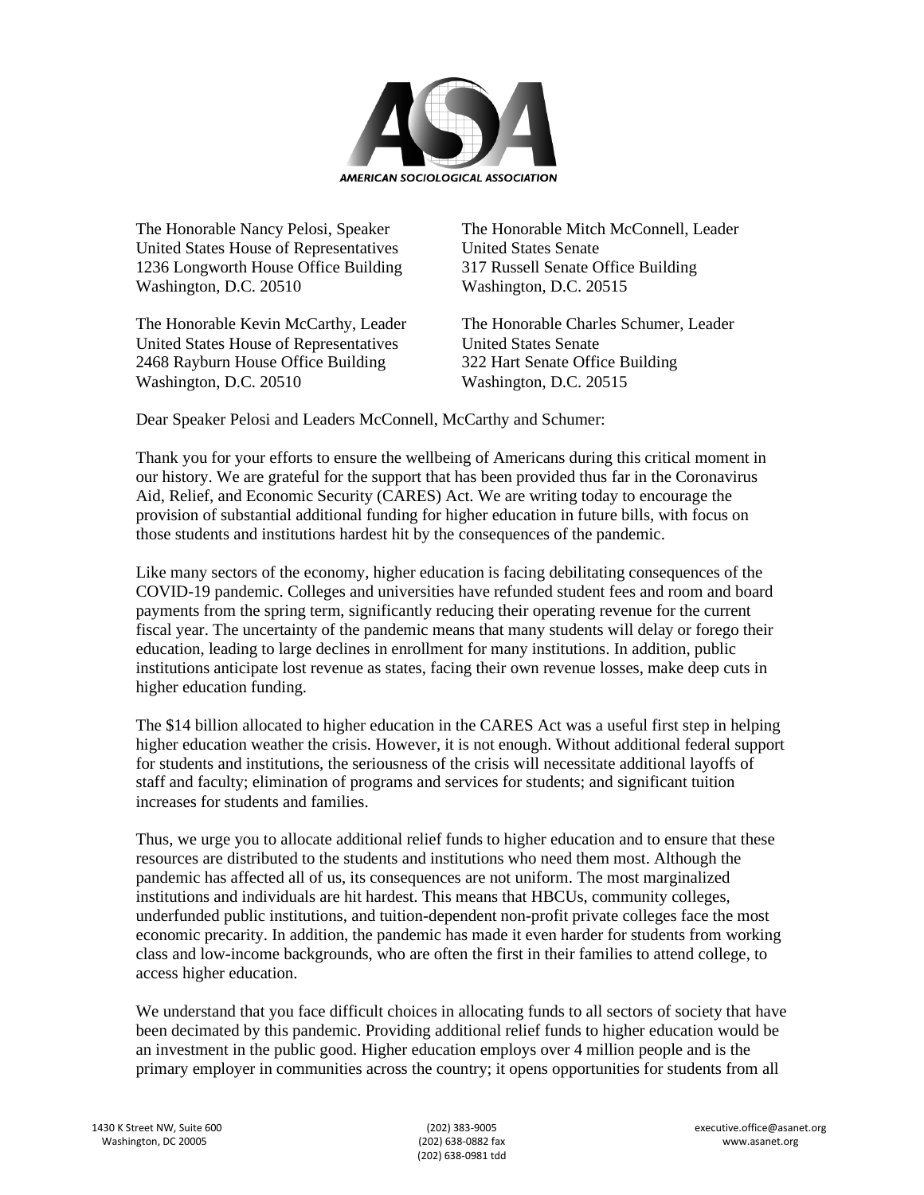AMERICAN SOCIOLOGICAL ASSOCIATION

The Honorable Nancy Pelosi, Speaker
United States House of Representatives
1236 Longworth House Office Building
Washington, D.C. 20510

The Honorable Mitch McConnell, Leader
United States Senate
317 Russell Senate Office Building
Washington, D.C. 20515

The Honorable Kevin McCarthy, Leader
United States House of Representatives
2468 Rayburn House Office Building
Washington, D.C. 20510

The Honorable Charles Schumer, Leader
United States Senate
322 Hart Senate Office Building
Washington, D.C. 20515

Dear Speaker Pelosi and Leaders McConnell, McCarthy and Schumer:

Thank you for your efforts to ensure the wellbeing of Americans during this critical moment in our history. We are grateful for the support that has been provided thus far in the Coronavirus Aid, Relief, and Economic Security (CARES) Act. We are writing today to encourage the provision of substantial additional funding for higher education in future bills, with focus on those students and institutions hardest hit by the consequences of the pandemic.

Like many sectors of the economy, higher education is facing debilitating consequences of the COVID-19 pandemic. Colleges and universities have refunded student fees and room and board payments from the spring term, significantly reducing their operating revenue for the current fiscal year. The uncertainty of the pandemic means that many students will delay or forego their education, leading to large declines in enrollment for many institutions. In addition, public institutions anticipate lost revenue as states, facing their own revenue losses, make deep cuts in higher education funding.

The $14 billion allocated to higher education in the CARES Act was a useful first step in helping higher education weather the crisis. However, it is not enough. Without additional federal support for students and institutions, the seriousness of the crisis will necessitate additional layoffs of staff and faculty; elimination of programs and services for students; and significant tuition increases for students and families.

Thus, we urge you to allocate additional relief funds to higher education and to ensure that these resources are distributed to the students and institutions who need them most. Although the pandemic has affected all of us, its consequences are not uniform. The most marginalized institutions and individuals are hit hardest. This means that HBCUs, community colleges, underfunded public institutions, and tuition-dependent non-profit private colleges face the most economic precarity. In addition, the pandemic has made it even harder for students from working class and low-income backgrounds, who are often the first in their families to attend college, to access higher education.

We understand that you face difficult choices in allocating funds to all sectors of society that have been decimated by this pandemic. Providing additional relief funds to higher education would be an investment in the public good. Higher education employs over 4 million people and is the primary employer in communities across the country; it opens opportunities for students from all

1430 K Street NW, Suite 600
Washington, DC 20005

(202) 383-9005
(202) 638-0882 fax
(202) 638-0981 tdd

executive.office@asanet.org
www.asanet.org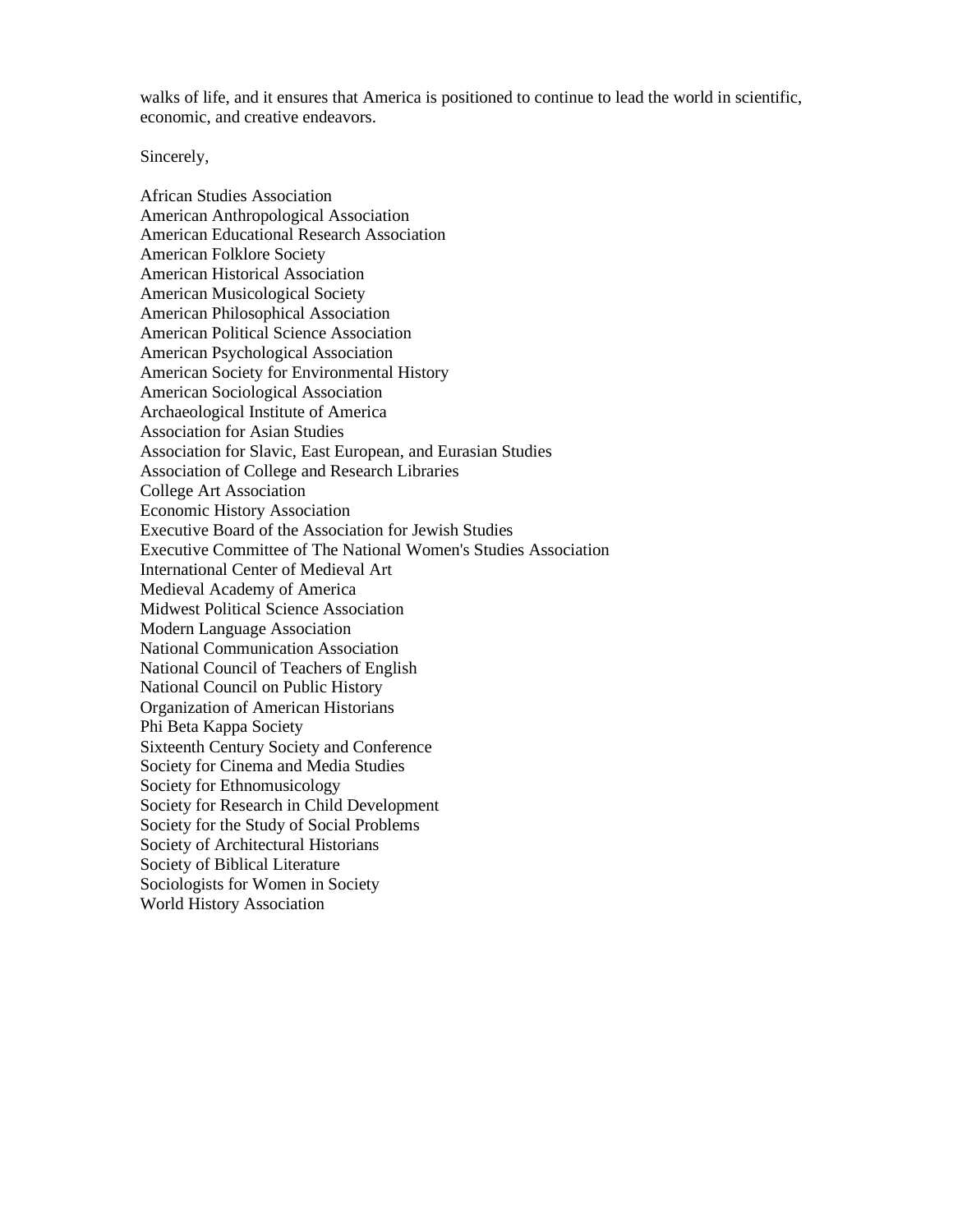walks of life, and it ensures that America is positioned to continue to lead the world in scientific, economic, and creative endeavors.

Sincerely,

African Studies Association  
American Anthropological Association  
American Educational Research Association  
American Folklore Society  
American Historical Association  
American Musicological Society  
American Philosophical Association  
American Political Science Association  
American Psychological Association  
American Society for Environmental History  
American Sociological Association  
Archaeological Institute of America  
Association for Asian Studies  
Association for Slavic, East European, and Eurasian Studies  
Association of College and Research Libraries  
College Art Association  
Economic History Association  
Executive Board of the Association for Jewish Studies  
Executive Committee of The National Women's Studies Association  
International Center of Medieval Art  
Medieval Academy of America  
Midwest Political Science Association  
Modern Language Association  
National Communication Association  
National Council of Teachers of English  
National Council on Public History  
Organization of American Historians  
Phi Beta Kappa Society  
Sixteenth Century Society and Conference  
Society for Cinema and Media Studies  
Society for Ethnomusicology  
Society for Research in Child Development  
Society for the Study of Social Problems  
Society of Architectural Historians  
Society of Biblical Literature  
Sociologists for Women in Society  
World History Association